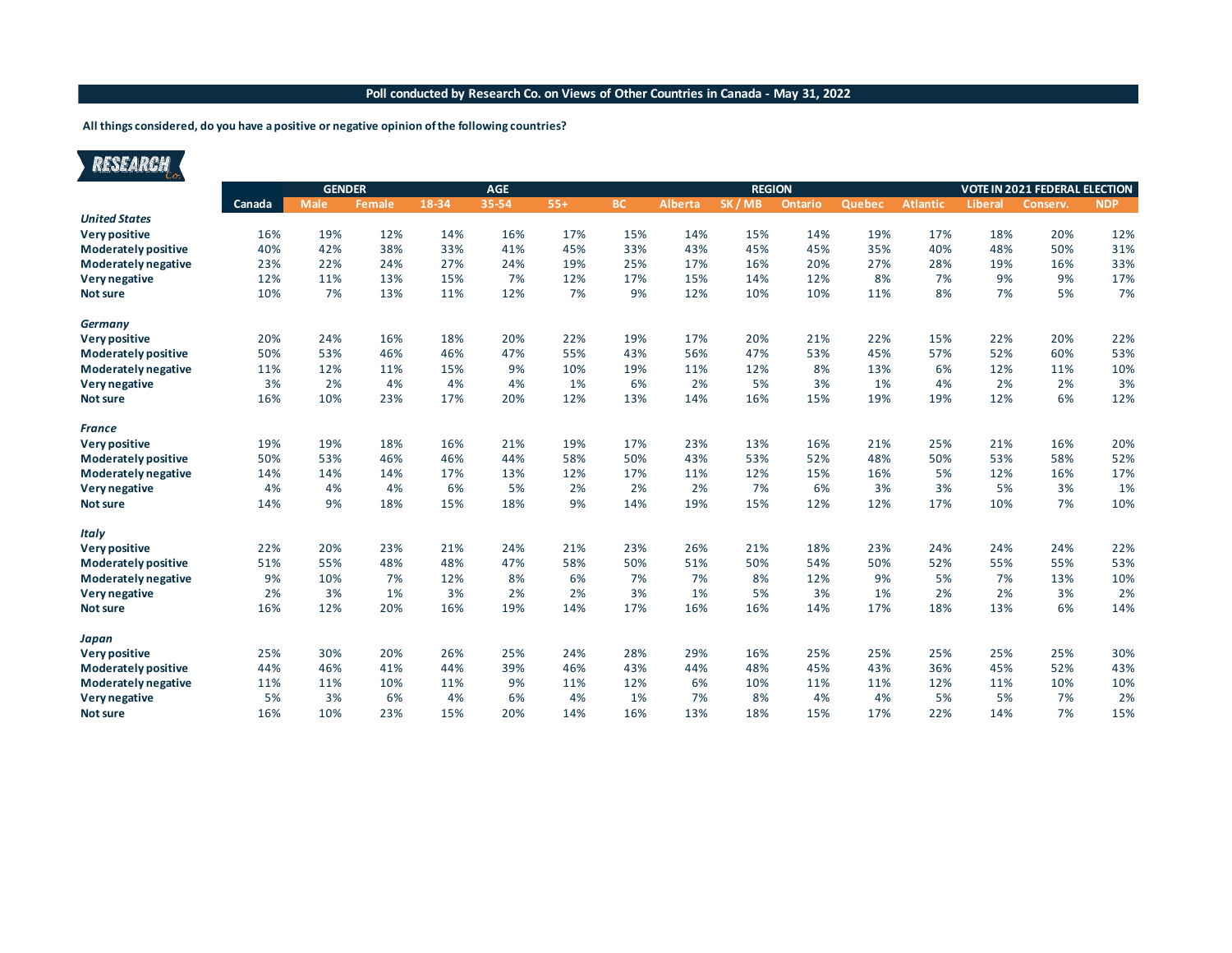**Poll conducted by Research Co. on Views of Other Countries in Canada - May 31, 2022**

**All things considered, do you have a positive or negative opinion of the following countries?**

| | Canada | GENDER | | AGE | | | REGION | | | | | | VOTE IN 2021 FEDERAL ELECTION | | |
|---|---|---|---|---|---|---|---|---|---|---|---|---|---|---|---|
| | | Male | Female | 18-34 | 35-54 | 55+ | BC | Alberta | SK / MB | Ontario | Quebec | Atlantic | Liberal | Conserv. | NDP |
| ***United States*** | | | | | | | | | | | | | | | |
| **Very positive** | 16% | 19% | 12% | 14% | 16% | 17% | 15% | 14% | 15% | 14% | 19% | 17% | 18% | 20% | 12% |
| **Moderately positive** | 40% | 42% | 38% | 33% | 41% | 45% | 33% | 43% | 45% | 45% | 35% | 40% | 48% | 50% | 31% |
| **Moderately negative** | 23% | 22% | 24% | 27% | 24% | 19% | 25% | 17% | 16% | 20% | 27% | 28% | 19% | 16% | 33% |
| **Very negative** | 12% | 11% | 13% | 15% | 7% | 12% | 17% | 15% | 14% | 12% | 8% | 7% | 9% | 9% | 17% |
| **Not sure** | 10% | 7% | 13% | 11% | 12% | 7% | 9% | 12% | 10% | 10% | 11% | 8% | 7% | 5% | 7% |
| ***Germany*** | | | | | | | | | | | | | | | |
| **Very positive** | 20% | 24% | 16% | 18% | 20% | 22% | 19% | 17% | 20% | 21% | 22% | 15% | 22% | 20% | 22% |
| **Moderately positive** | 50% | 53% | 46% | 46% | 47% | 55% | 43% | 56% | 47% | 53% | 45% | 57% | 52% | 60% | 53% |
| **Moderately negative** | 11% | 12% | 11% | 15% | 9% | 10% | 19% | 11% | 12% | 8% | 13% | 6% | 12% | 11% | 10% |
| **Very negative** | 3% | 2% | 4% | 4% | 4% | 1% | 6% | 2% | 5% | 3% | 1% | 4% | 2% | 2% | 3% |
| **Not sure** | 16% | 10% | 23% | 17% | 20% | 12% | 13% | 14% | 16% | 15% | 19% | 19% | 12% | 6% | 12% |
| ***France*** | | | | | | | | | | | | | | | |
| **Very positive** | 19% | 19% | 18% | 16% | 21% | 19% | 17% | 23% | 13% | 16% | 21% | 25% | 21% | 16% | 20% |
| **Moderately positive** | 50% | 53% | 46% | 46% | 44% | 58% | 50% | 43% | 53% | 52% | 48% | 50% | 53% | 58% | 52% |
| **Moderately negative** | 14% | 14% | 14% | 17% | 13% | 12% | 17% | 11% | 12% | 15% | 16% | 5% | 12% | 16% | 17% |
| **Very negative** | 4% | 4% | 4% | 6% | 5% | 2% | 2% | 2% | 7% | 6% | 3% | 3% | 5% | 3% | 1% |
| **Not sure** | 14% | 9% | 18% | 15% | 18% | 9% | 14% | 19% | 15% | 12% | 12% | 17% | 10% | 7% | 10% |
| ***Italy*** | | | | | | | | | | | | | | | |
| **Very positive** | 22% | 20% | 23% | 21% | 24% | 21% | 23% | 26% | 21% | 18% | 23% | 24% | 24% | 24% | 22% |
| **Moderately positive** | 51% | 55% | 48% | 48% | 47% | 58% | 50% | 51% | 50% | 54% | 50% | 52% | 55% | 55% | 53% |
| **Moderately negative** | 9% | 10% | 7% | 12% | 8% | 6% | 7% | 7% | 8% | 12% | 9% | 5% | 7% | 13% | 10% |
| **Very negative** | 2% | 3% | 1% | 3% | 2% | 2% | 3% | 1% | 5% | 3% | 1% | 2% | 2% | 3% | 2% |
| **Not sure** | 16% | 12% | 20% | 16% | 19% | 14% | 17% | 16% | 16% | 14% | 17% | 18% | 13% | 6% | 14% |
| ***Japan*** | | | | | | | | | | | | | | | |
| **Very positive** | 25% | 30% | 20% | 26% | 25% | 24% | 28% | 29% | 16% | 25% | 25% | 25% | 25% | 25% | 30% |
| **Moderately positive** | 44% | 46% | 41% | 44% | 39% | 46% | 43% | 44% | 48% | 45% | 43% | 36% | 45% | 52% | 43% |
| **Moderately negative** | 11% | 11% | 10% | 11% | 9% | 11% | 12% | 6% | 10% | 11% | 11% | 12% | 11% | 10% | 10% |
| **Very negative** | 5% | 3% | 6% | 4% | 6% | 4% | 1% | 7% | 8% | 4% | 4% | 5% | 5% | 7% | 2% |
| **Not sure** | 16% | 10% | 23% | 15% | 20% | 14% | 16% | 13% | 18% | 15% | 17% | 22% | 14% | 7% | 15% |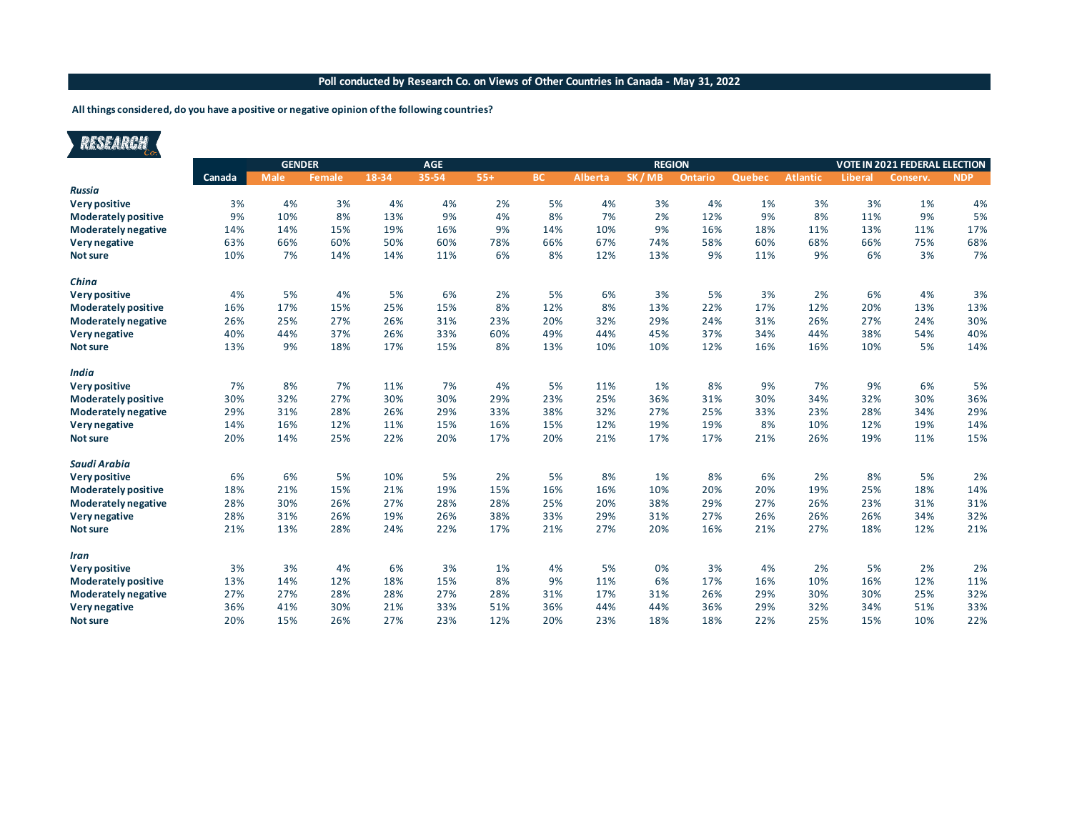**Poll conducted by Research Co. on Views of Other Countries in Canada - May 31, 2022**

**All things considered, do you have a positive or negative opinion of the following countries?**

RESEARCH Co.

| | Canada | GENDER | | AGE | | | REGION | | | | | | VOTE IN 2021 FEDERAL ELECTION | | |
|---|---|---|---|---|---|---|---|---|---|---|---|---|---|---|---|
| | | Male | Female | 18-34 | 35-54 | 55+ | BC | Alberta | SK / MB | Ontario | Quebec | Atlantic | Liberal | Conserv. | NDP |
| ***Russia*** | | | | | | | | | | | | | | | |
| **Very positive** | 3% | 4% | 3% | 4% | 4% | 2% | 5% | 4% | 3% | 4% | 1% | 3% | 3% | 1% | 4% |
| **Moderately positive** | 9% | 10% | 8% | 13% | 9% | 4% | 8% | 7% | 2% | 12% | 9% | 8% | 11% | 9% | 5% |
| **Moderately negative** | 14% | 14% | 15% | 19% | 16% | 9% | 14% | 10% | 9% | 16% | 18% | 11% | 13% | 11% | 17% |
| **Very negative** | 63% | 66% | 60% | 50% | 60% | 78% | 66% | 67% | 74% | 58% | 60% | 68% | 66% | 75% | 68% |
| **Not sure** | 10% | 7% | 14% | 14% | 11% | 6% | 8% | 12% | 13% | 9% | 11% | 9% | 6% | 3% | 7% |
| ***China*** | | | | | | | | | | | | | | | |
| **Very positive** | 4% | 5% | 4% | 5% | 6% | 2% | 5% | 6% | 3% | 5% | 3% | 2% | 6% | 4% | 3% |
| **Moderately positive** | 16% | 17% | 15% | 25% | 15% | 8% | 12% | 8% | 13% | 22% | 17% | 12% | 20% | 13% | 13% |
| **Moderately negative** | 26% | 25% | 27% | 26% | 31% | 23% | 20% | 32% | 29% | 24% | 31% | 26% | 27% | 24% | 30% |
| **Very negative** | 40% | 44% | 37% | 26% | 33% | 60% | 49% | 44% | 45% | 37% | 34% | 44% | 38% | 54% | 40% |
| **Not sure** | 13% | 9% | 18% | 17% | 15% | 8% | 13% | 10% | 10% | 12% | 16% | 16% | 10% | 5% | 14% |
| ***India*** | | | | | | | | | | | | | | | |
| **Very positive** | 7% | 8% | 7% | 11% | 7% | 4% | 5% | 11% | 1% | 8% | 9% | 7% | 9% | 6% | 5% |
| **Moderately positive** | 30% | 32% | 27% | 30% | 30% | 29% | 23% | 25% | 36% | 31% | 30% | 34% | 32% | 30% | 36% |
| **Moderately negative** | 29% | 31% | 28% | 26% | 29% | 33% | 38% | 32% | 27% | 25% | 33% | 23% | 28% | 34% | 29% |
| **Very negative** | 14% | 16% | 12% | 11% | 15% | 16% | 15% | 12% | 19% | 19% | 8% | 10% | 12% | 19% | 14% |
| **Not sure** | 20% | 14% | 25% | 22% | 20% | 17% | 20% | 21% | 17% | 17% | 21% | 26% | 19% | 11% | 15% |
| ***Saudi Arabia*** | | | | | | | | | | | | | | | |
| **Very positive** | 6% | 6% | 5% | 10% | 5% | 2% | 5% | 8% | 1% | 8% | 6% | 2% | 8% | 5% | 2% |
| **Moderately positive** | 18% | 21% | 15% | 21% | 19% | 15% | 16% | 16% | 10% | 20% | 20% | 19% | 25% | 18% | 14% |
| **Moderately negative** | 28% | 30% | 26% | 27% | 28% | 28% | 25% | 20% | 38% | 29% | 27% | 26% | 23% | 31% | 31% |
| **Very negative** | 28% | 31% | 26% | 19% | 26% | 38% | 33% | 29% | 31% | 27% | 26% | 26% | 26% | 34% | 32% |
| **Not sure** | 21% | 13% | 28% | 24% | 22% | 17% | 21% | 27% | 20% | 16% | 21% | 27% | 18% | 12% | 21% |
| ***Iran*** | | | | | | | | | | | | | | | |
| **Very positive** | 3% | 3% | 4% | 6% | 3% | 1% | 4% | 5% | 0% | 3% | 4% | 2% | 5% | 2% | 2% |
| **Moderately positive** | 13% | 14% | 12% | 18% | 15% | 8% | 9% | 11% | 6% | 17% | 16% | 10% | 16% | 12% | 11% |
| **Moderately negative** | 27% | 27% | 28% | 28% | 27% | 28% | 31% | 17% | 31% | 26% | 29% | 30% | 30% | 25% | 32% |
| **Very negative** | 36% | 41% | 30% | 21% | 33% | 51% | 36% | 44% | 44% | 36% | 29% | 32% | 34% | 51% | 33% |
| **Not sure** | 20% | 15% | 26% | 27% | 23% | 12% | 20% | 23% | 18% | 18% | 22% | 25% | 15% | 10% | 22% |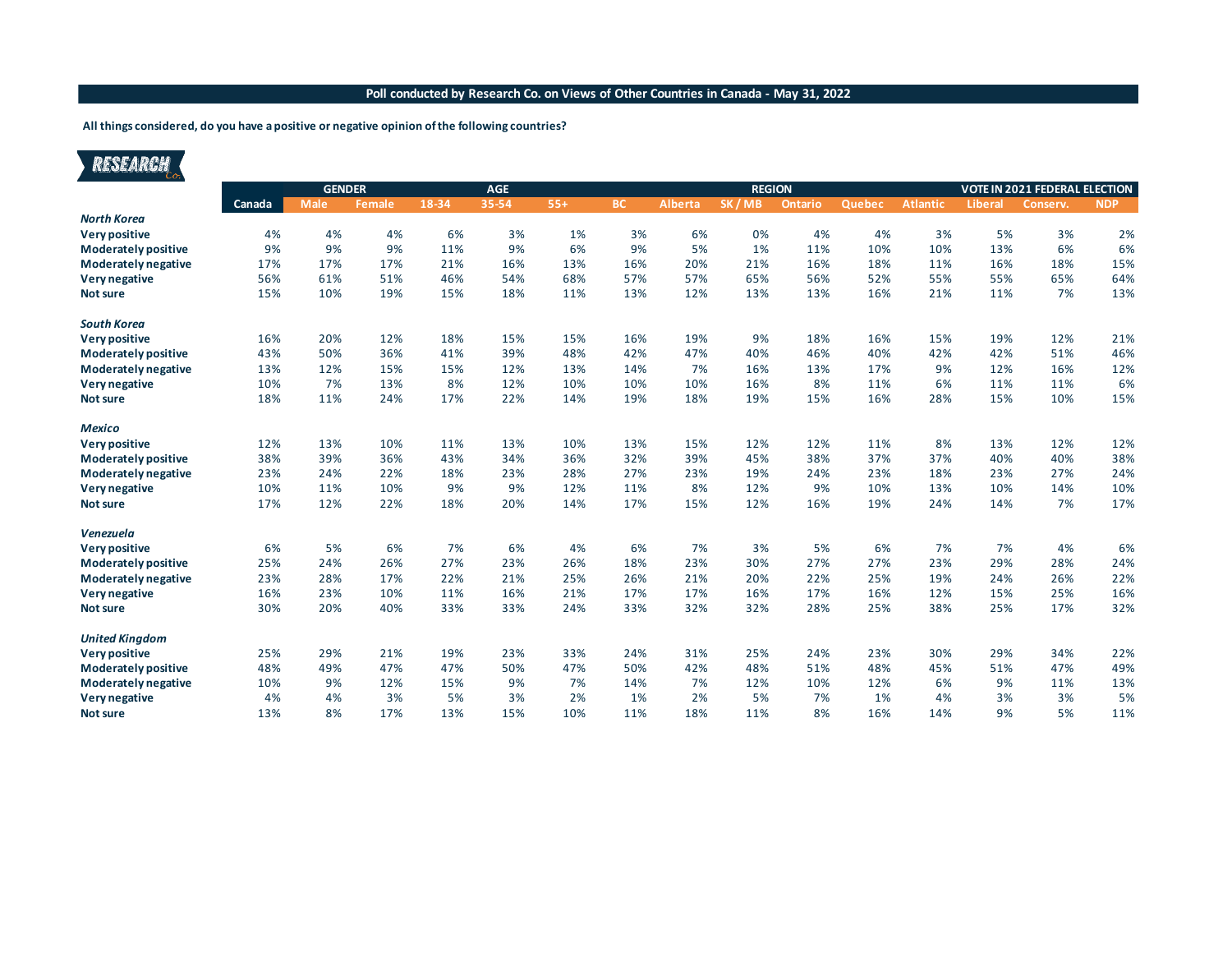**Poll conducted by Research Co. on Views of Other Countries in Canada - May 31, 2022**

**All things considered, do you have a positive or negative opinion of the following countries?**

| | | GENDER | | AGE | | | REGION | | | | | | VOTE IN 2021 FEDERAL ELECTION | | |
|---|---|---|---|---|---|---|---|---|---|---|---|---|---|---|---|
| | Canada | Male | Female | 18-34 | 35-54 | 55+ | BC | Alberta | SK / MB | Ontario | Quebec | Atlantic | Liberal | Conserv. | NDP |
| ***North Korea*** | | | | | | | | | | | | | | | |
| **Very positive** | 4% | 4% | 4% | 6% | 3% | 1% | 3% | 6% | 0% | 4% | 4% | 3% | 5% | 3% | 2% |
| **Moderately positive** | 9% | 9% | 9% | 11% | 9% | 6% | 9% | 5% | 1% | 11% | 10% | 10% | 13% | 6% | 6% |
| **Moderately negative** | 17% | 17% | 17% | 21% | 16% | 13% | 16% | 20% | 21% | 16% | 18% | 11% | 16% | 18% | 15% |
| **Very negative** | 56% | 61% | 51% | 46% | 54% | 68% | 57% | 57% | 65% | 56% | 52% | 55% | 55% | 65% | 64% |
| **Not sure** | 15% | 10% | 19% | 15% | 18% | 11% | 13% | 12% | 13% | 13% | 16% | 21% | 11% | 7% | 13% |
| ***South Korea*** | | | | | | | | | | | | | | | |
| **Very positive** | 16% | 20% | 12% | 18% | 15% | 15% | 16% | 19% | 9% | 18% | 16% | 15% | 19% | 12% | 21% |
| **Moderately positive** | 43% | 50% | 36% | 41% | 39% | 48% | 42% | 47% | 40% | 46% | 40% | 42% | 42% | 51% | 46% |
| **Moderately negative** | 13% | 12% | 15% | 15% | 12% | 13% | 14% | 7% | 16% | 13% | 17% | 9% | 12% | 16% | 12% |
| **Very negative** | 10% | 7% | 13% | 8% | 12% | 10% | 10% | 10% | 16% | 8% | 11% | 6% | 11% | 11% | 6% |
| **Not sure** | 18% | 11% | 24% | 17% | 22% | 14% | 19% | 18% | 19% | 15% | 16% | 28% | 15% | 10% | 15% |
| ***Mexico*** | | | | | | | | | | | | | | | |
| **Very positive** | 12% | 13% | 10% | 11% | 13% | 10% | 13% | 15% | 12% | 12% | 11% | 8% | 13% | 12% | 12% |
| **Moderately positive** | 38% | 39% | 36% | 43% | 34% | 36% | 32% | 39% | 45% | 38% | 37% | 37% | 40% | 40% | 38% |
| **Moderately negative** | 23% | 24% | 22% | 18% | 23% | 28% | 27% | 23% | 19% | 24% | 23% | 18% | 23% | 27% | 24% |
| **Very negative** | 10% | 11% | 10% | 9% | 9% | 12% | 11% | 8% | 12% | 9% | 10% | 13% | 10% | 14% | 10% |
| **Not sure** | 17% | 12% | 22% | 18% | 20% | 14% | 17% | 15% | 12% | 16% | 19% | 24% | 14% | 7% | 17% |
| ***Venezuela*** | | | | | | | | | | | | | | | |
| **Very positive** | 6% | 5% | 6% | 7% | 6% | 4% | 6% | 7% | 3% | 5% | 6% | 7% | 7% | 4% | 6% |
| **Moderately positive** | 25% | 24% | 26% | 27% | 23% | 26% | 18% | 23% | 30% | 27% | 27% | 23% | 29% | 28% | 24% |
| **Moderately negative** | 23% | 28% | 17% | 22% | 21% | 25% | 26% | 21% | 20% | 22% | 25% | 19% | 24% | 26% | 22% |
| **Very negative** | 16% | 23% | 10% | 11% | 16% | 21% | 17% | 17% | 16% | 17% | 16% | 12% | 15% | 25% | 16% |
| **Not sure** | 30% | 20% | 40% | 33% | 33% | 24% | 33% | 32% | 32% | 28% | 25% | 38% | 25% | 17% | 32% |
| ***United Kingdom*** | | | | | | | | | | | | | | | |
| **Very positive** | 25% | 29% | 21% | 19% | 23% | 33% | 24% | 31% | 25% | 24% | 23% | 30% | 29% | 34% | 22% |
| **Moderately positive** | 48% | 49% | 47% | 47% | 50% | 47% | 50% | 42% | 48% | 51% | 48% | 45% | 51% | 47% | 49% |
| **Moderately negative** | 10% | 9% | 12% | 15% | 9% | 7% | 14% | 7% | 12% | 10% | 12% | 6% | 9% | 11% | 13% |
| **Very negative** | 4% | 4% | 3% | 5% | 3% | 2% | 1% | 2% | 5% | 7% | 1% | 4% | 3% | 3% | 5% |
| **Not sure** | 13% | 8% | 17% | 13% | 15% | 10% | 11% | 18% | 11% | 8% | 16% | 14% | 9% | 5% | 11% |